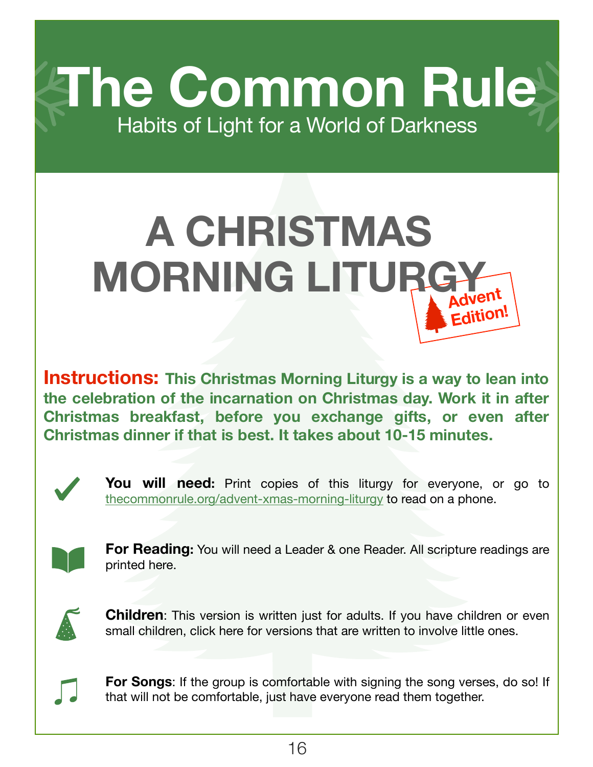# The Common Rule

Habits of Light for a World of Darkness

## A CHRISTMAS MORNING LITURGY

Advent Edition!

**Instructions:** **This Christmas Morning Liturgy is a way to lean into the celebration of the incarnation on Christmas day. Work it in after Christmas breakfast, before you exchange gifts, or even after Christmas dinner if that is best. It takes about 10-15 minutes.**

**You will need:** Print copies of this liturgy for everyone, or go to thecommonrule.org/advent-xmas-morning-liturgy to read on a phone.

**For Reading:** You will need a Leader & one Reader. All scripture readings are printed here.

**Children**: This version is written just for adults. If you have children or even small children, click here for versions that are written to involve little ones.

**For Songs**: If the group is comfortable with signing the song verses, do so! If that will not be comfortable, just have everyone read them together.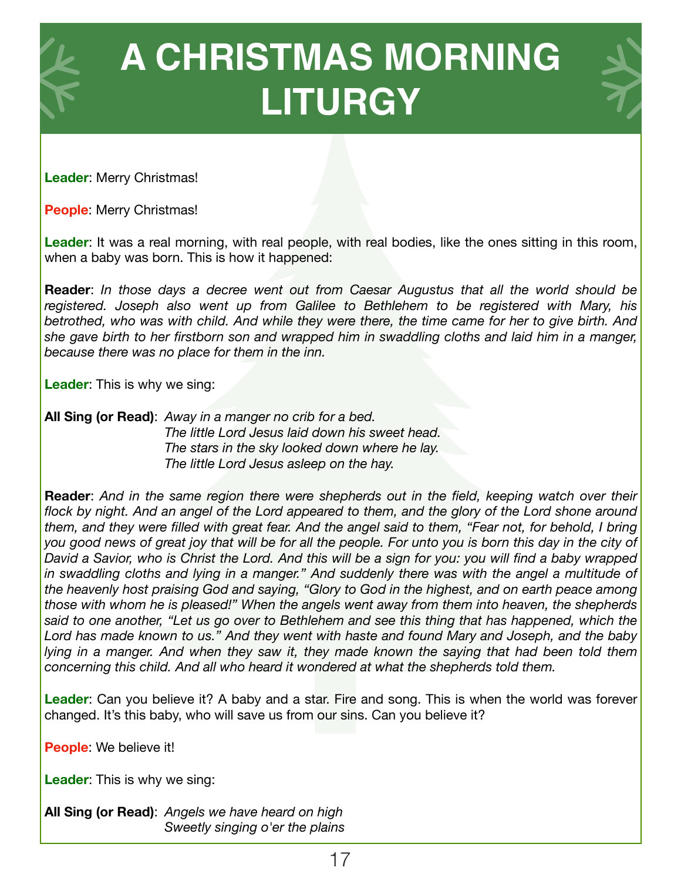# A CHRISTMAS MORNING LITURGY

**Leader**: Merry Christmas!

**People**: Merry Christmas!

**Leader**: It was a real morning, with real people, with real bodies, like the ones sitting in this room, when a baby was born. This is how it happened:

**Reader**: *In those days a decree went out from Caesar Augustus that all the world should be registered. Joseph also went up from Galilee to Bethlehem to be registered with Mary, his betrothed, who was with child. And while they were there, the time came for her to give birth. And she gave birth to her firstborn son and wrapped him in swaddling cloths and laid him in a manger, because there was no place for them in the inn.*

**Leader**: This is why we sing:

**All Sing (or Read)**: *Away in a manger no crib for a bed.*
*The little Lord Jesus laid down his sweet head.*
*The stars in the sky looked down where he lay.*
*The little Lord Jesus asleep on the hay.*

**Reader**: *And in the same region there were shepherds out in the field, keeping watch over their flock by night. And an angel of the Lord appeared to them, and the glory of the Lord shone around them, and they were filled with great fear. And the angel said to them, "Fear not, for behold, I bring you good news of great joy that will be for all the people. For unto you is born this day in the city of David a Savior, who is Christ the Lord. And this will be a sign for you: you will find a baby wrapped in swaddling cloths and lying in a manger." And suddenly there was with the angel a multitude of the heavenly host praising God and saying, "Glory to God in the highest, and on earth peace among those with whom he is pleased!" When the angels went away from them into heaven, the shepherds said to one another, "Let us go over to Bethlehem and see this thing that has happened, which the Lord has made known to us." And they went with haste and found Mary and Joseph, and the baby lying in a manger. And when they saw it, they made known the saying that had been told them concerning this child. And all who heard it wondered at what the shepherds told them.*

**Leader**: Can you believe it? A baby and a star. Fire and song. This is when the world was forever changed. It's this baby, who will save us from our sins. Can you believe it?

**People**: We believe it!

**Leader**: This is why we sing:

**All Sing (or Read)**: *Angels we have heard on high*
*Sweetly singing o'er the plains*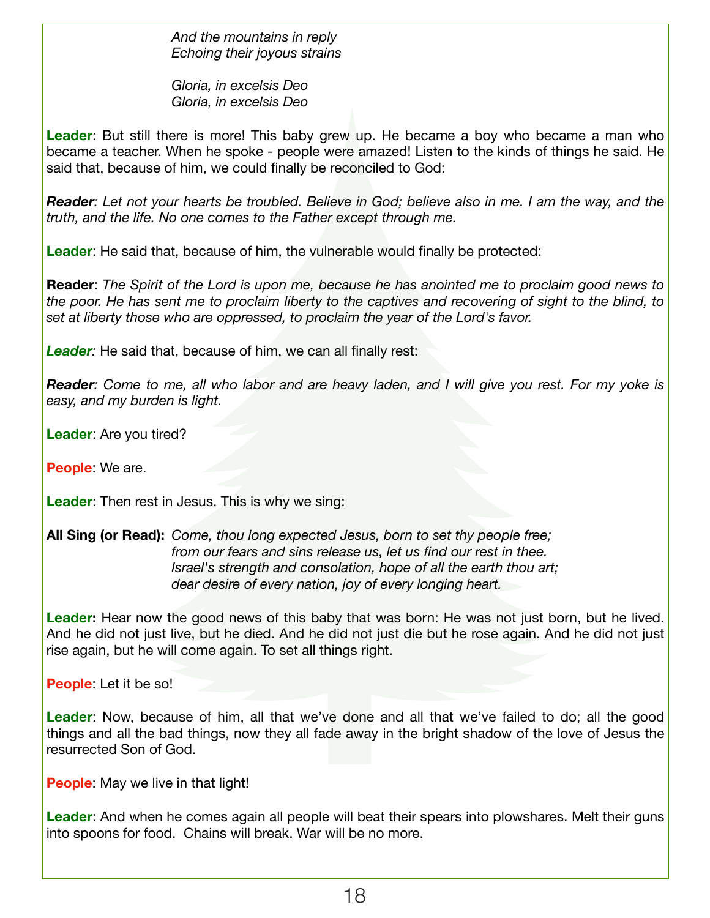*And the mountains in reply*
*Echoing their joyous strains*

*Gloria, in excelsis Deo*
*Gloria, in excelsis Deo*

**Leader**: But still there is more! This baby grew up. He became a boy who became a man who became a teacher. When he spoke - people were amazed! Listen to the kinds of things he said. He said that, because of him, we could finally be reconciled to God:

***Reader**: Let not your hearts be troubled. Believe in God; believe also in me. I am the way, and the truth, and the life. No one comes to the Father except through me.*

**Leader**: He said that, because of him, the vulnerable would finally be protected:

**Reader**: *The Spirit of the Lord is upon me, because he has anointed me to proclaim good news to the poor. He has sent me to proclaim liberty to the captives and recovering of sight to the blind, to set at liberty those who are oppressed, to proclaim the year of the Lord's favor.*

***Leader**:* He said that, because of him, we can all finally rest:

***Reader**: Come to me, all who labor and are heavy laden, and I will give you rest. For my yoke is easy, and my burden is light.*

**Leader**: Are you tired?

**People**: We are.

**Leader**: Then rest in Jesus. This is why we sing:

**All Sing (or Read):** *Come, thou long expected Jesus, born to set thy people free;*
*from our fears and sins release us, let us find our rest in thee.*
*Israel's strength and consolation, hope of all the earth thou art;*
*dear desire of every nation, joy of every longing heart.*

**Leader:** Hear now the good news of this baby that was born: He was not just born, but he lived. And he did not just live, but he died. And he did not just die but he rose again. And he did not just rise again, but he will come again. To set all things right.

**People**: Let it be so!

**Leader**: Now, because of him, all that we've done and all that we've failed to do; all the good things and all the bad things, now they all fade away in the bright shadow of the love of Jesus the resurrected Son of God.

**People**: May we live in that light!

**Leader**: And when he comes again all people will beat their spears into plowshares. Melt their guns into spoons for food. Chains will break. War will be no more.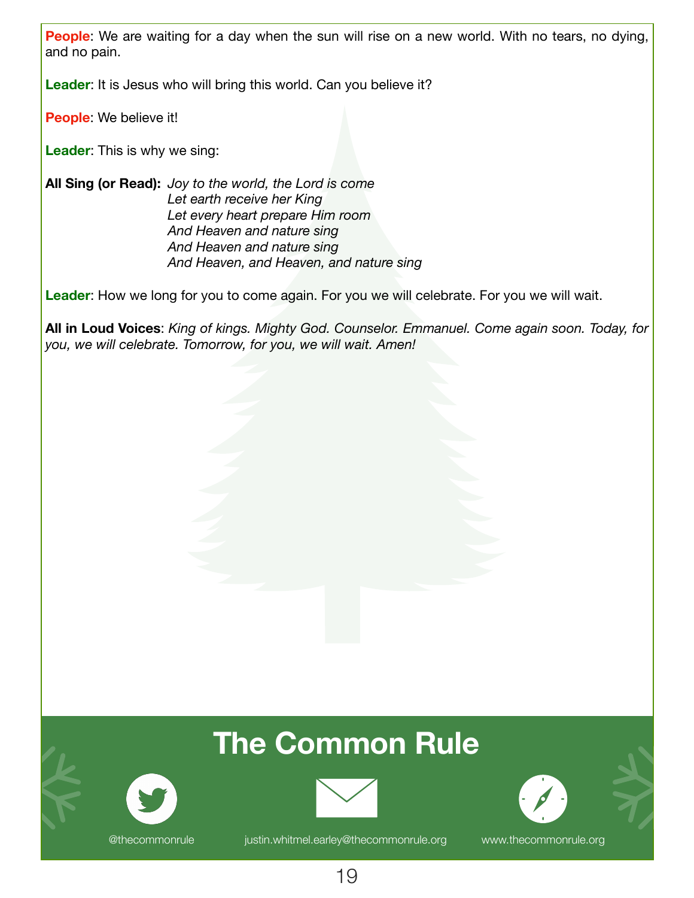**People**: We are waiting for a day when the sun will rise on a new world. With no tears, no dying, and no pain.

**Leader**: It is Jesus who will bring this world. Can you believe it?

**People**: We believe it!

**Leader**: This is why we sing:

**All Sing (or Read):** *Joy to the world, the Lord is come*
*Let earth receive her King*
*Let every heart prepare Him room*
*And Heaven and nature sing*
*And Heaven and nature sing*
*And Heaven, and Heaven, and nature sing*

**Leader**: How we long for you to come again. For you we will celebrate. For you we will wait.

**All in Loud Voices**: *King of kings. Mighty God. Counselor. Emmanuel. Come again soon. Today, for you, we will celebrate. Tomorrow, for you, we will wait. Amen!*

# The Common Rule

@thecommonrule

justin.whitmel.earley@thecommonrule.org

www.thecommonrule.org